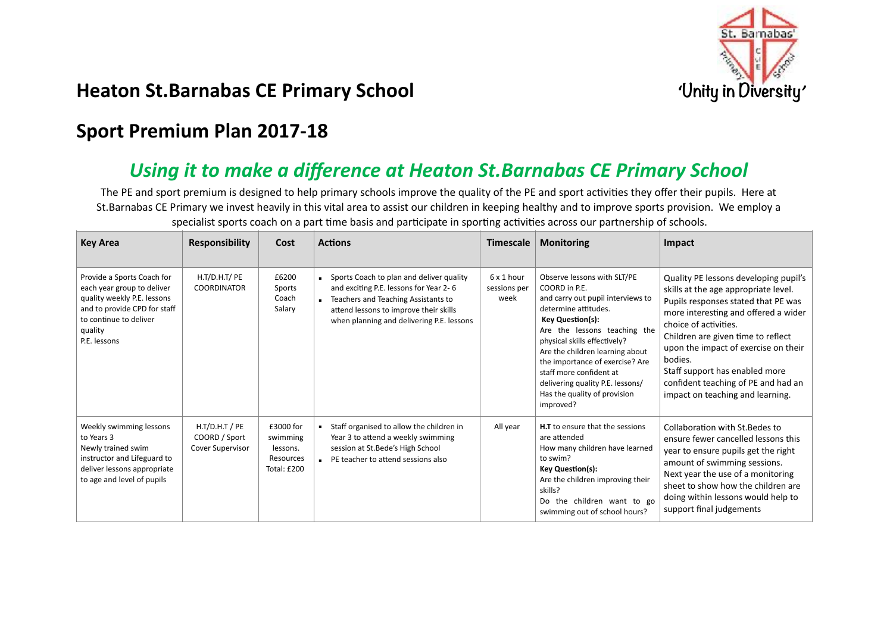# Heaton St.Barnabas CE Primary School

'Unity in Diversity'

## Sport Premium Plan 2017-18

## *Using it to make a difference at Heaton St.Barnabas CE Primary School*

The PE and sport premium is designed to help primary schools improve the quality of the PE and sport activities they offer their pupils. Here at St.Barnabas CE Primary we invest heavily in this vital area to assist our children in keeping healthy and to improve sports provision. We employ a specialist sports coach on a part time basis and participate in sporting activities across our partnership of schools.

| Key Area | Responsibility | Cost | Actions | Timescale | Monitoring | Impact |
|---|---|---|---|---|---|---|
| Provide a Sports Coach for each year group to deliver quality weekly P.E. lessons and to provide CPD for staff to continue to deliver quality P.E. lessons | H.T/D.H.T/ PE COORDINATOR | £6200 Sports Coach Salary | • Sports Coach to plan and deliver quality and exciting P.E. lessons for Year 2- 6<br>• Teachers and Teaching Assistants to attend lessons to improve their skills when planning and delivering P.E. lessons | 6 x 1 hour sessions per week | Observe lessons with SLT/PE COORD in P.E. and carry out pupil interviews to determine attitudes.<br>**Key Question(s):**<br>Are the lessons teaching the physical skills effectively?<br>Are the children learning about the importance of exercise? Are staff more confident at delivering quality P.E. lessons/ Has the quality of provision improved? | Quality PE lessons developing pupil's skills at the age appropriate level. Pupils responses stated that PE was more interesting and offered a wider choice of activities.<br>Children are given time to reflect upon the impact of exercise on their bodies.<br>Staff support has enabled more confident teaching of PE and had an impact on teaching and learning. |
| Weekly swimming lessons to Years 3<br>Newly trained swim instructor and Lifeguard to deliver lessons appropriate to age and level of pupils | H.T/D.H.T / PE COORD / Sport Cover Supervisor | £3000 for swimming lessons. Resources Total: £200 | • Staff organised to allow the children in Year 3 to attend a weekly swimming session at St.Bede's High School<br>• PE teacher to attend sessions also | All year | **H.T** to ensure that the sessions are attended<br>How many children have learned to swim?<br>**Key Question(s):**<br>Are the children improving their skills?<br>Do the children want to go swimming out of school hours? | Collaboration with St.Bedes to ensure fewer cancelled lessons this year to ensure pupils get the right amount of swimming sessions.<br>Next year the use of a monitoring sheet to show how the children are doing within lessons would help to support final judgements |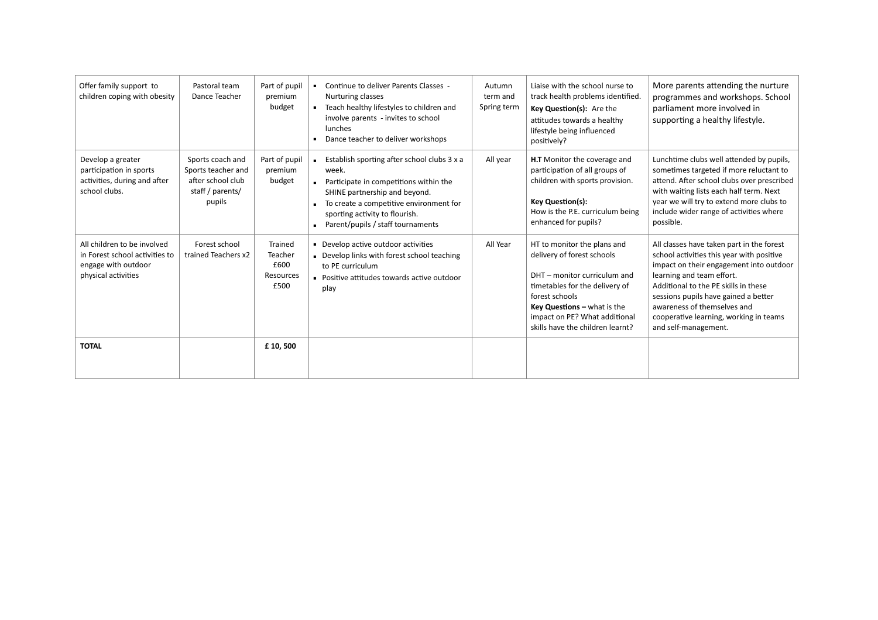| | | | | | | |
|---|---|---|---|---|---|---|
| Offer family support to children coping with obesity | Pastoral team Dance Teacher | Part of pupil premium budget | • Continue to deliver Parents Classes - Nurturing classes<br>• Teach healthy lifestyles to children and involve parents - invites to school lunches<br>• Dance teacher to deliver workshops | Autumn term and Spring term | Liaise with the school nurse to track health problems identified. **Key Question(s):** Are the attitudes towards a healthy lifestyle being influenced positively? | More parents attending the nurture programmes and workshops. School parliament more involved in supporting a healthy lifestyle. |
| Develop a greater participation in sports activities, during and after school clubs. | Sports coach and Sports teacher and after school club staff / parents/ pupils | Part of pupil premium budget | • Establish sporting after school clubs 3 x a week.<br>• Participate in competitions within the SHINE partnership and beyond.<br>• To create a competitive environment for sporting activity to flourish.<br>• Parent/pupils / staff tournaments | All year | **H.T** Monitor the coverage and participation of all groups of children with sports provision.<br><br>**Key Question(s):**<br>How is the P.E. curriculum being enhanced for pupils? | Lunchtime clubs well attended by pupils, sometimes targeted if more reluctant to attend. After school clubs over prescribed with waiting lists each half term. Next year we will try to extend more clubs to include wider range of activities where possible. |
| All children to be involved in Forest school activities to engage with outdoor physical activities | Forest school trained Teachers x2 | Trained Teacher £600 Resources £500 | • Develop active outdoor activities<br>• Develop links with forest school teaching to PE curriculum<br>• Positive attitudes towards active outdoor play | All Year | HT to monitor the plans and delivery of forest schools<br><br>DHT – monitor curriculum and timetables for the delivery of forest schools<br>**Key Questions –** what is the impact on PE? What additional skills have the children learnt? | All classes have taken part in the forest school activities this year with positive impact on their engagement into outdoor learning and team effort.<br>Additional to the PE skills in these sessions pupils have gained a better awareness of themselves and cooperative learning, working in teams and self-management. |
| **TOTAL** | | **£ 10, 500** | | | | |